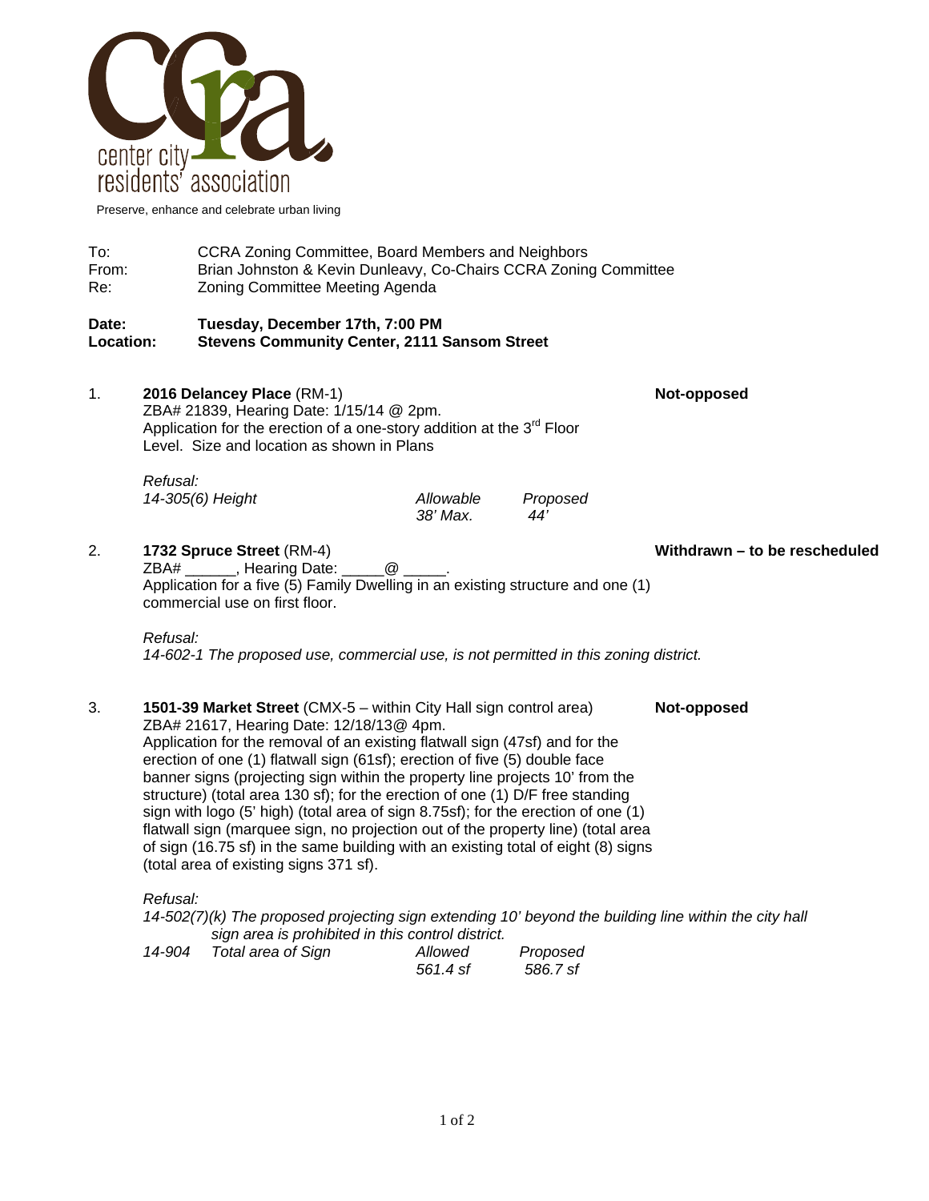center city residents' association

Preserve, enhance and celebrate urban living

To: CCRA Zoning Committee, Board Members and Neighbors
From: Brian Johnston & Kevin Dunleavy, Co-Chairs CCRA Zoning Committee
Re: Zoning Committee Meeting Agenda

**Date: Tuesday, December 17th, 7:00 PM**
**Location: Stevens Community Center, 2111 Sansom Street**

1. **2016 Delancey Place** (RM-1) **Not-opposed**
   ZBA# 21839, Hearing Date: 1/15/14 @ 2pm.
   Application for the erection of a one-story addition at the 3rd Floor Level. Size and location as shown in Plans

   *Refusal:*

   | | Allowable | Proposed |
   |---|---|---|
   | *14-305(6) Height* | *38' Max.* | *44'* |

2. **1732 Spruce Street** (RM-4) **Withdrawn – to be rescheduled**
   ZBA# ______, Hearing Date: _____@ _____.
   Application for a five (5) Family Dwelling in an existing structure and one (1) commercial use on first floor.

   *Refusal:*
   *14-602-1 The proposed use, commercial use, is not permitted in this zoning district.*

3. **1501-39 Market Street** (CMX-5 – within City Hall sign control area) **Not-opposed**
   ZBA# 21617, Hearing Date: 12/18/13@ 4pm.
   Application for the removal of an existing flatwall sign (47sf) and for the erection of one (1) flatwall sign (61sf); erection of five (5) double face banner signs (projecting sign within the property line projects 10' from the structure) (total area 130 sf); for the erection of one (1) D/F free standing sign with logo (5' high) (total area of sign 8.75sf); for the erection of one (1) flatwall sign (marquee sign, no projection out of the property line) (total area of sign (16.75 sf) in the same building with an existing total of eight (8) signs (total area of existing signs 371 sf).

   *Refusal:*
   *14-502(7)(k) The proposed projecting sign extending 10' beyond the building line within the city hall sign area is prohibited in this control district.*

   | | Allowed | Proposed |
   |---|---|---|
   | *14-904 Total area of Sign* | *561.4 sf* | *586.7 sf* |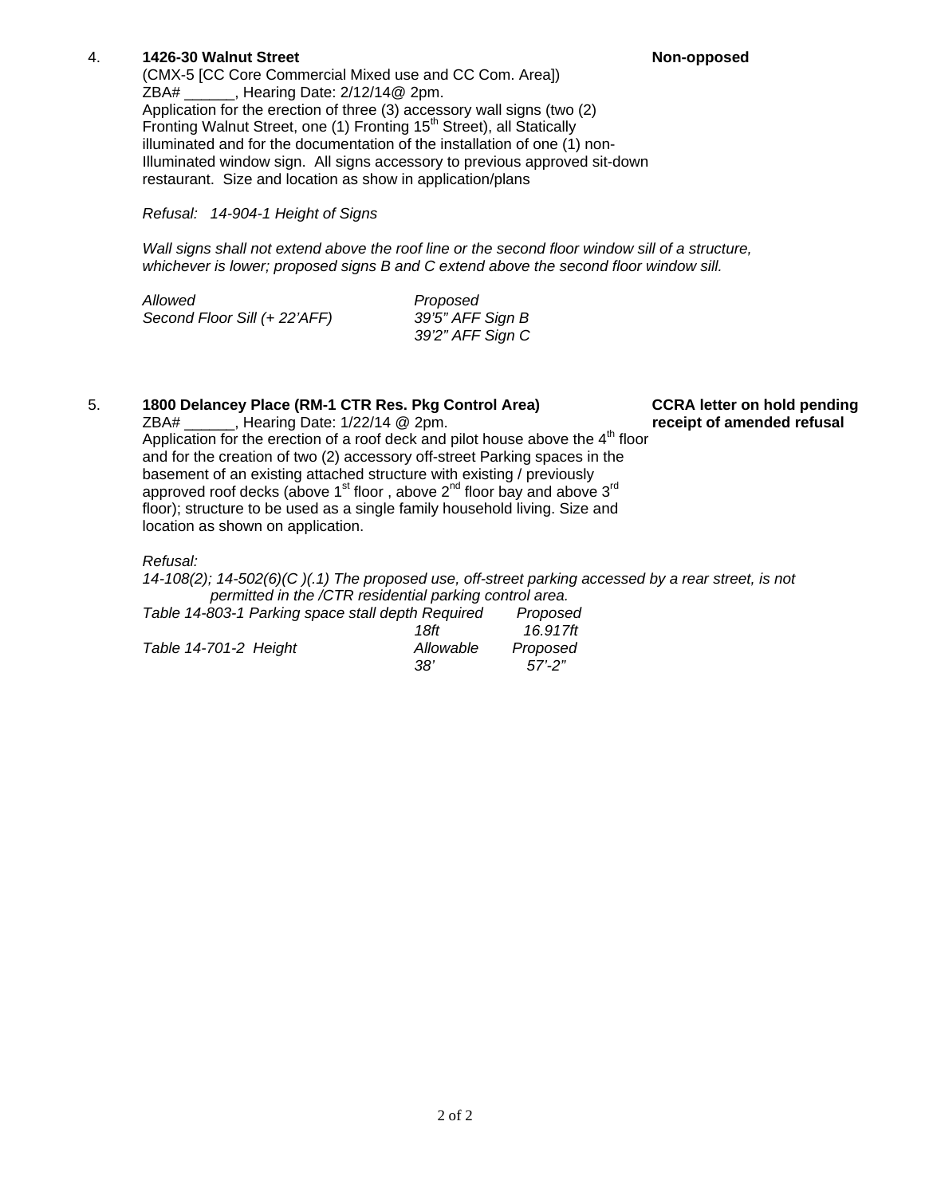4. **1426-30 Walnut Street** **Non-opposed**

(CMX-5 [CC Core Commercial Mixed use and CC Com. Area])
ZBA# ______, Hearing Date: 2/12/14@ 2pm.
Application for the erection of three (3) accessory wall signs (two (2) Fronting Walnut Street, one (1) Fronting 15th Street), all Statically illuminated and for the documentation of the installation of one (1) non-Illuminated window sign. All signs accessory to previous approved sit-down restaurant. Size and location as show in application/plans

*Refusal: 14-904-1 Height of Signs*

*Wall signs shall not extend above the roof line or the second floor window sill of a structure, whichever is lower; proposed signs B and C extend above the second floor window sill.*

| | |
|---|---|
| *Allowed* | *Proposed* |
| *Second Floor Sill (+ 22'AFF)* | *39'5" AFF Sign B* |
| | *39'2" AFF Sign C* |

5. **1800 Delancey Place (RM-1 CTR Res. Pkg Control Area)** **CCRA letter on hold pending receipt of amended refusal**

ZBA# ______, Hearing Date: 1/22/14 @ 2pm.
Application for the erection of a roof deck and pilot house above the 4th floor and for the creation of two (2) accessory off-street Parking spaces in the basement of an existing attached structure with existing / previously approved roof decks (above 1st floor , above 2nd floor bay and above 3rd floor); structure to be used as a single family household living. Size and location as shown on application.

*Refusal:*

*14-108(2); 14-502(6)(C )(.1) The proposed use, off-street parking accessed by a rear street, is not permitted in the /CTR residential parking control area.*

| | | |
|---|---|---|
| *Table 14-803-1 Parking space stall depth* | *Required* | *Proposed* |
| | *18ft* | *16.917ft* |
| *Table 14-701-2 Height* | *Allowable* | *Proposed* |
| | *38'* | *57'-2"* |